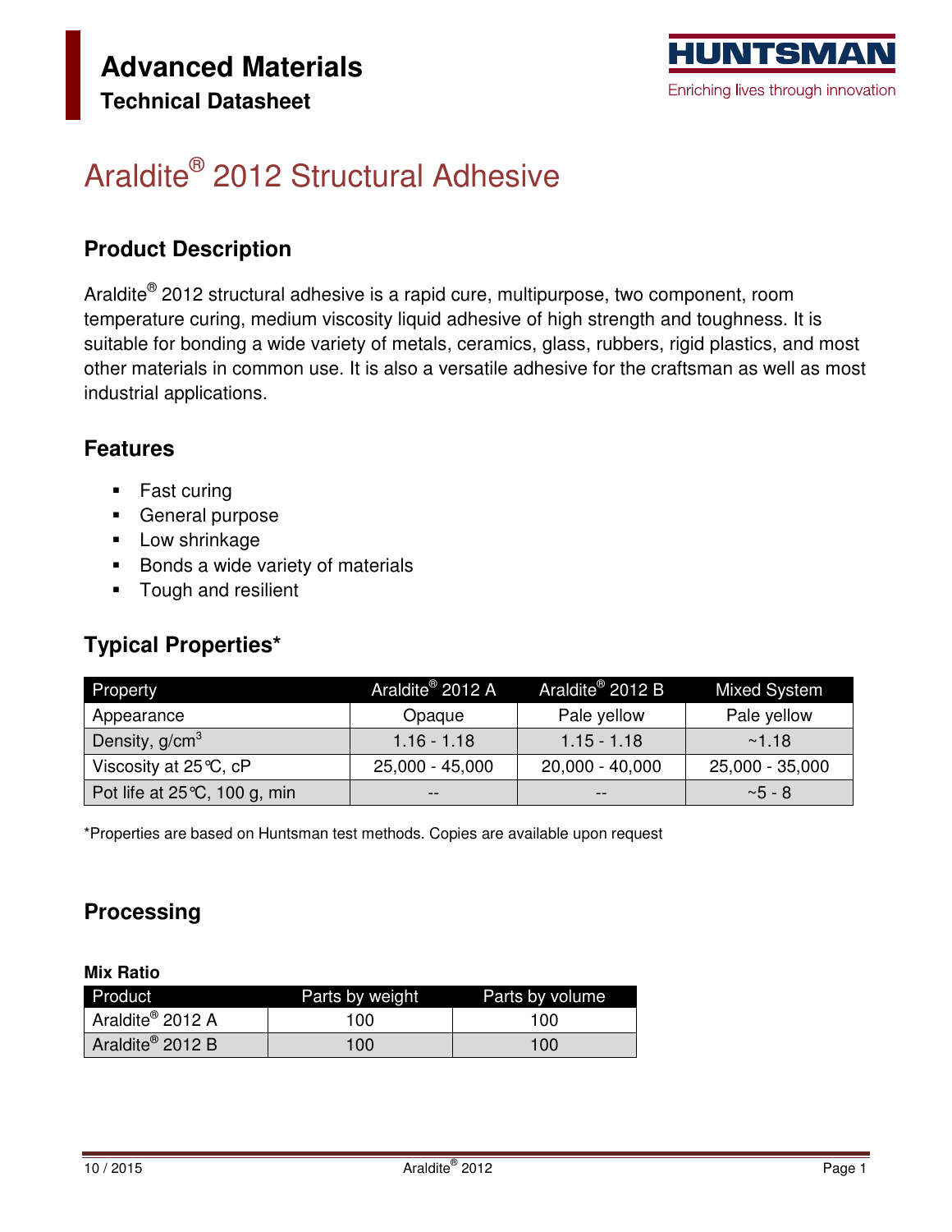# Advanced Materials

## Technical Datasheet

HUNTSMAN
Enriching lives through innovation

# Araldite® 2012 Structural Adhesive

## Product Description

Araldite® 2012 structural adhesive is a rapid cure, multipurpose, two component, room temperature curing, medium viscosity liquid adhesive of high strength and toughness. It is suitable for bonding a wide variety of metals, ceramics, glass, rubbers, rigid plastics, and most other materials in common use. It is also a versatile adhesive for the craftsman as well as most industrial applications.

## Features

- Fast curing
- General purpose
- Low shrinkage
- Bonds a wide variety of materials
- Tough and resilient

## Typical Properties*

| Property | Araldite® 2012 A | Araldite® 2012 B | Mixed System |
|---|---|---|---|
| Appearance | Opaque | Pale yellow | Pale yellow |
| Density, $g/cm^3$ | 1.16 - 1.18 | 1.15 - 1.18 | ~1.18 |
| Viscosity at 25°C, cP | 25,000 - 45,000 | 20,000 - 40,000 | 25,000 - 35,000 |
| Pot life at 25°C, 100 g, min | -- | -- | ~5 - 8 |

*Properties are based on Huntsman test methods. Copies are available upon request

## Processing

**Mix Ratio**

| Product | Parts by weight | Parts by volume |
|---|---|---|
| Araldite® 2012 A | 100 | 100 |
| Araldite® 2012 B | 100 | 100 |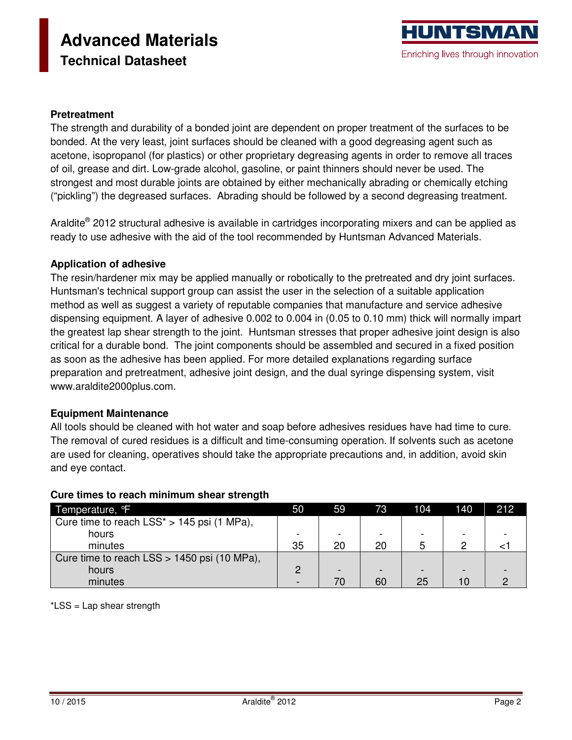### Pretreatment

The strength and durability of a bonded joint are dependent on proper treatment of the surfaces to be bonded. At the very least, joint surfaces should be cleaned with a good degreasing agent such as acetone, isopropanol (for plastics) or other proprietary degreasing agents in order to remove all traces of oil, grease and dirt. Low-grade alcohol, gasoline, or paint thinners should never be used. The strongest and most durable joints are obtained by either mechanically abrading or chemically etching ("pickling") the degreased surfaces. Abrading should be followed by a second degreasing treatment.

Araldite® 2012 structural adhesive is available in cartridges incorporating mixers and can be applied as ready to use adhesive with the aid of the tool recommended by Huntsman Advanced Materials.

### Application of adhesive

The resin/hardener mix may be applied manually or robotically to the pretreated and dry joint surfaces. Huntsman's technical support group can assist the user in the selection of a suitable application method as well as suggest a variety of reputable companies that manufacture and service adhesive dispensing equipment. A layer of adhesive 0.002 to 0.004 in (0.05 to 0.10 mm) thick will normally impart the greatest lap shear strength to the joint. Huntsman stresses that proper adhesive joint design is also critical for a durable bond. The joint components should be assembled and secured in a fixed position as soon as the adhesive has been applied. For more detailed explanations regarding surface preparation and pretreatment, adhesive joint design, and the dual syringe dispensing system, visit www.araldite2000plus.com.

### Equipment Maintenance

All tools should be cleaned with hot water and soap before adhesives residues have had time to cure. The removal of cured residues is a difficult and time-consuming operation. If solvents such as acetone are used for cleaning, operatives should take the appropriate precautions and, in addition, avoid skin and eye contact.

### Cure times to reach minimum shear strength

| Temperature, °F | 50 | 59 | 73 | 104 | 140 | 212 |
|---|---|---|---|---|---|---|
| Cure time to reach LSS* > 145 psi (1 MPa), | | | | | | |
| hours | - | - | - | - | - | - |
| minutes | 35 | 20 | 20 | 5 | 2 | <1 |
| Cure time to reach LSS > 1450 psi (10 MPa), | | | | | | |
| hours | 2 | - | - | - | - | - |
| minutes | - | 70 | 60 | 25 | 10 | 2 |

*LSS = Lap shear strength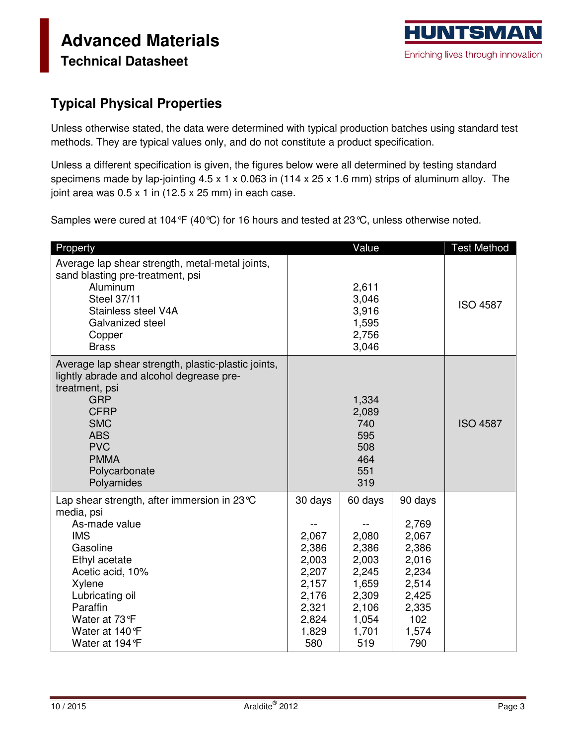## Typical Physical Properties

Unless otherwise stated, the data were determined with typical production batches using standard test methods. They are typical values only, and do not constitute a product specification.

Unless a different specification is given, the figures below were all determined by testing standard specimens made by lap-jointing 4.5 x 1 x 0.063 in (114 x 25 x 1.6 mm) strips of aluminum alloy. The joint area was 0.5 x 1 in (12.5 x 25 mm) in each case.

Samples were cured at 104°F (40°C) for 16 hours and tested at 23°C, unless otherwise noted.

| Property | Value | | | Test Method |
|---|---|---|---|---|
| Average lap shear strength, metal-metal joints, sand blasting pre-treatment, psi | | | | ISO 4587 |
| Aluminum | 2,611 | | | |
| Steel 37/11 | 3,046 | | | |
| Stainless steel V4A | 3,916 | | | |
| Galvanized steel | 1,595 | | | |
| Copper | 2,756 | | | |
| Brass | 3,046 | | | |
| Average lap shear strength, plastic-plastic joints, lightly abrade and alcohol degrease pre-treatment, psi | | | | ISO 4587 |
| GRP | 1,334 | | | |
| CFRP | 2,089 | | | |
| SMC | 740 | | | |
| ABS | 595 | | | |
| PVC | 508 | | | |
| PMMA | 464 | | | |
| Polycarbonate | 551 | | | |
| Polyamides | 319 | | | |
| Lap shear strength, after immersion in 23°C media, psi | 30 days | 60 days | 90 days | |
| As-made value | -- | -- | 2,769 | |
| IMS | 2,067 | 2,080 | 2,067 | |
| Gasoline | 2,386 | 2,386 | 2,386 | |
| Ethyl acetate | 2,003 | 2,003 | 2,016 | |
| Acetic acid, 10% | 2,207 | 2,245 | 2,234 | |
| Xylene | 2,157 | 1,659 | 2,514 | |
| Lubricating oil | 2,176 | 2,309 | 2,425 | |
| Paraffin | 2,321 | 2,106 | 2,335 | |
| Water at 73°F | 2,824 | 1,054 | 102 | |
| Water at 140°F | 1,829 | 1,701 | 1,574 | |
| Water at 194°F | 580 | 519 | 790 | |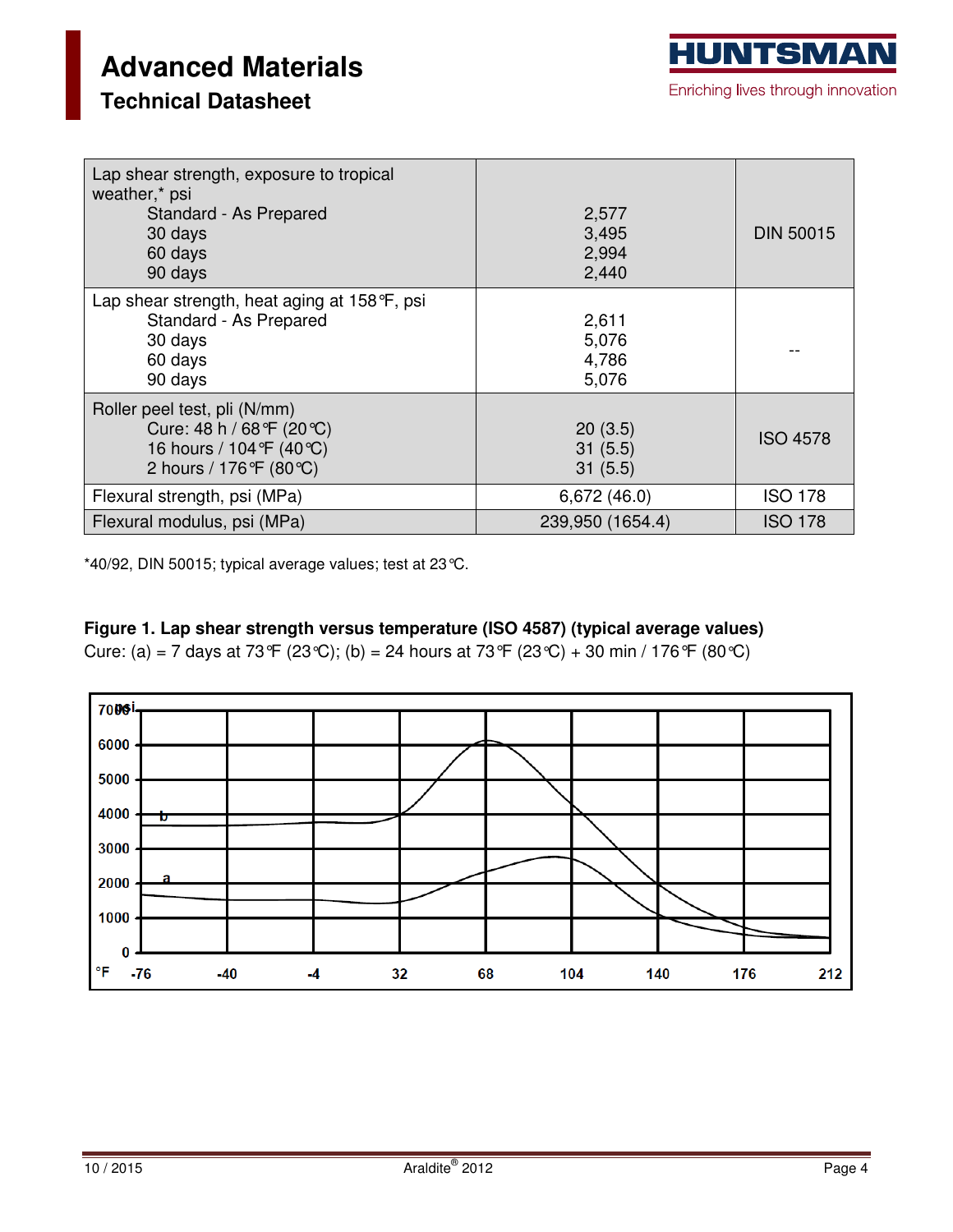| | | |
|---|---|---|
| Lap shear strength, exposure to tropical weather,* psi<br>Standard - As Prepared<br>30 days<br>60 days<br>90 days | 2,577<br>3,495<br>2,994<br>2,440 | DIN 50015 |
| Lap shear strength, heat aging at 158°F, psi<br>Standard - As Prepared<br>30 days<br>60 days<br>90 days | 2,611<br>5,076<br>4,786<br>5,076 | -- |
| Roller peel test, pli (N/mm)<br>Cure: 48 h / 68°F (20°C)<br>16 hours / 104°F (40°C)<br>2 hours / 176°F (80°C) | 20 (3.5)<br>31 (5.5)<br>31 (5.5) | ISO 4578 |
| Flexural strength, psi (MPa) | 6,672 (46.0) | ISO 178 |
| Flexural modulus, psi (MPa) | 239,950 (1654.4) | ISO 178 |

*40/92, DIN 50015; typical average values; test at 23°C.

**Figure 1. Lap shear strength versus temperature (ISO 4587) (typical average values)**

Cure: (a) = 7 days at 73°F (23°C); (b) = 24 hours at 73°F (23°C) + 30 min / 176°F (80°C)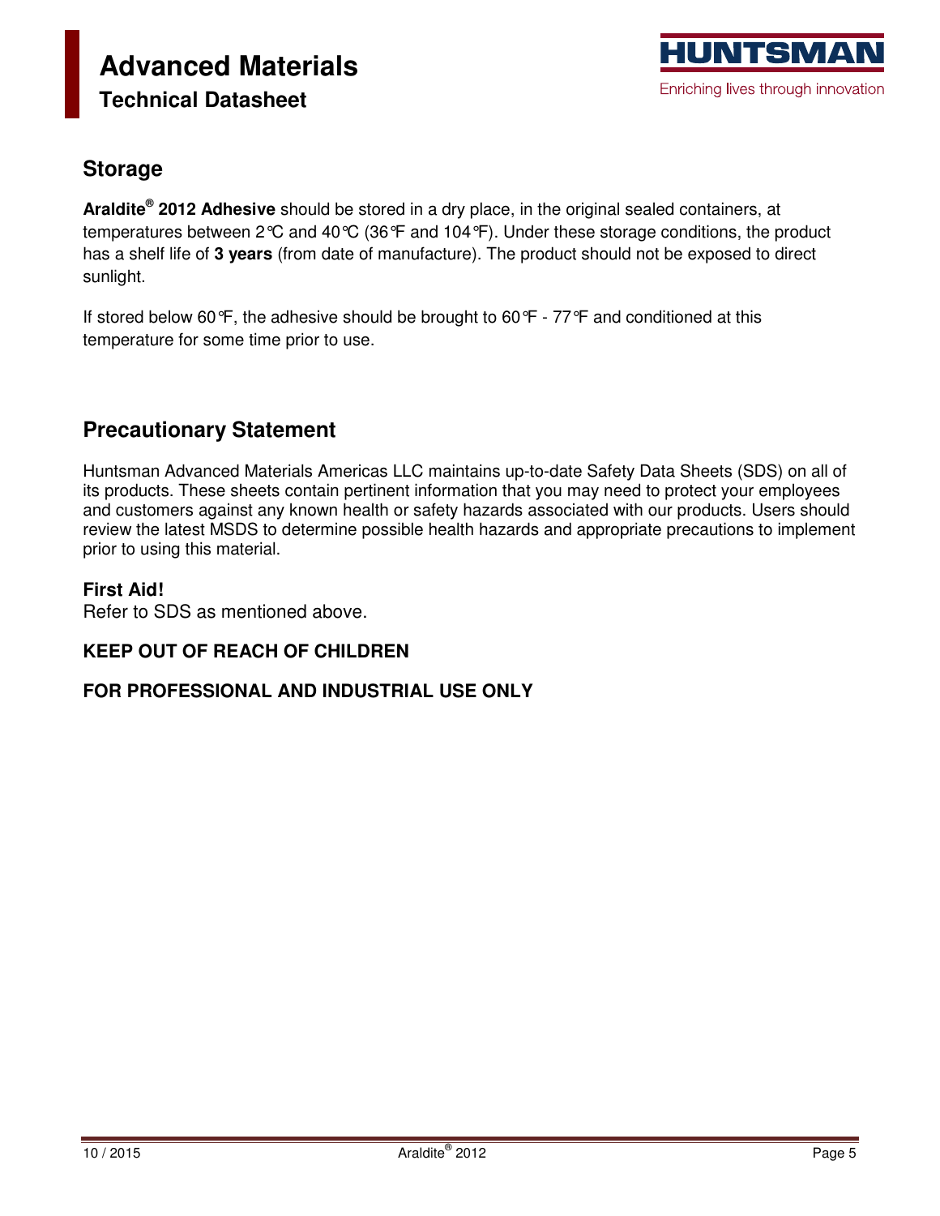## Storage

**Araldite® 2012 Adhesive** should be stored in a dry place, in the original sealed containers, at temperatures between 2°C and 40°C (36°F and 104°F). Under these storage conditions, the product has a shelf life of **3 years** (from date of manufacture). The product should not be exposed to direct sunlight.

If stored below 60°F, the adhesive should be brought to 60°F - 77°F and conditioned at this temperature for some time prior to use.

## Precautionary Statement

Huntsman Advanced Materials Americas LLC maintains up-to-date Safety Data Sheets (SDS) on all of its products. These sheets contain pertinent information that you may need to protect your employees and customers against any known health or safety hazards associated with our products. Users should review the latest MSDS to determine possible health hazards and appropriate precautions to implement prior to using this material.

**First Aid!**
Refer to SDS as mentioned above.

**KEEP OUT OF REACH OF CHILDREN**

**FOR PROFESSIONAL AND INDUSTRIAL USE ONLY**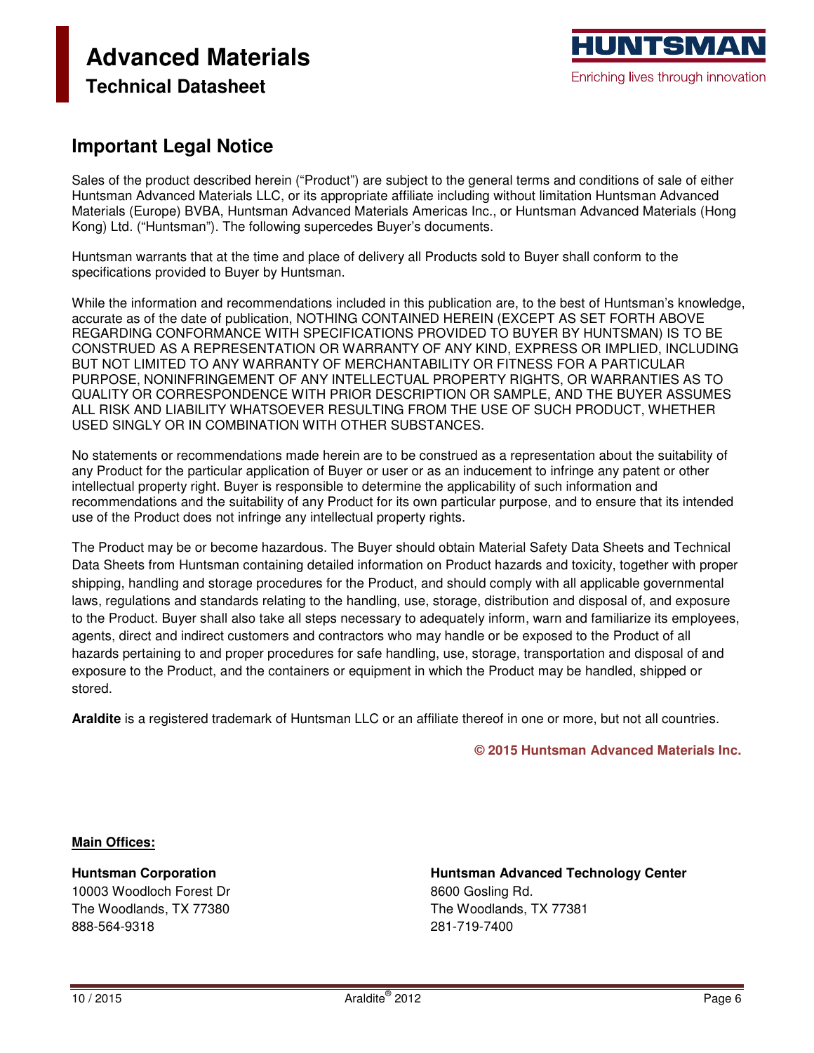## Important Legal Notice

Sales of the product described herein ("Product") are subject to the general terms and conditions of sale of either Huntsman Advanced Materials LLC, or its appropriate affiliate including without limitation Huntsman Advanced Materials (Europe) BVBA, Huntsman Advanced Materials Americas Inc., or Huntsman Advanced Materials (Hong Kong) Ltd. ("Huntsman"). The following supercedes Buyer's documents.

Huntsman warrants that at the time and place of delivery all Products sold to Buyer shall conform to the specifications provided to Buyer by Huntsman.

While the information and recommendations included in this publication are, to the best of Huntsman's knowledge, accurate as of the date of publication, NOTHING CONTAINED HEREIN (EXCEPT AS SET FORTH ABOVE REGARDING CONFORMANCE WITH SPECIFICATIONS PROVIDED TO BUYER BY HUNTSMAN) IS TO BE CONSTRUED AS A REPRESENTATION OR WARRANTY OF ANY KIND, EXPRESS OR IMPLIED, INCLUDING BUT NOT LIMITED TO ANY WARRANTY OF MERCHANTABILITY OR FITNESS FOR A PARTICULAR PURPOSE, NONINFRINGEMENT OF ANY INTELLECTUAL PROPERTY RIGHTS, OR WARRANTIES AS TO QUALITY OR CORRESPONDENCE WITH PRIOR DESCRIPTION OR SAMPLE, AND THE BUYER ASSUMES ALL RISK AND LIABILITY WHATSOEVER RESULTING FROM THE USE OF SUCH PRODUCT, WHETHER USED SINGLY OR IN COMBINATION WITH OTHER SUBSTANCES.

No statements or recommendations made herein are to be construed as a representation about the suitability of any Product for the particular application of Buyer or user or as an inducement to infringe any patent or other intellectual property right. Buyer is responsible to determine the applicability of such information and recommendations and the suitability of any Product for its own particular purpose, and to ensure that its intended use of the Product does not infringe any intellectual property rights.

The Product may be or become hazardous. The Buyer should obtain Material Safety Data Sheets and Technical Data Sheets from Huntsman containing detailed information on Product hazards and toxicity, together with proper shipping, handling and storage procedures for the Product, and should comply with all applicable governmental laws, regulations and standards relating to the handling, use, storage, distribution and disposal of, and exposure to the Product. Buyer shall also take all steps necessary to adequately inform, warn and familiarize its employees, agents, direct and indirect customers and contractors who may handle or be exposed to the Product of all hazards pertaining to and proper procedures for safe handling, use, storage, transportation and disposal of and exposure to the Product, and the containers or equipment in which the Product may be handled, shipped or stored.

**Araldite** is a registered trademark of Huntsman LLC or an affiliate thereof in one or more, but not all countries.

**© 2015 Huntsman Advanced Materials Inc.**

**Main Offices:**

**Huntsman Corporation**
10003 Woodloch Forest Dr
The Woodlands, TX 77380
888-564-9318

**Huntsman Advanced Technology Center**
8600 Gosling Rd.
The Woodlands, TX 77381
281-719-7400